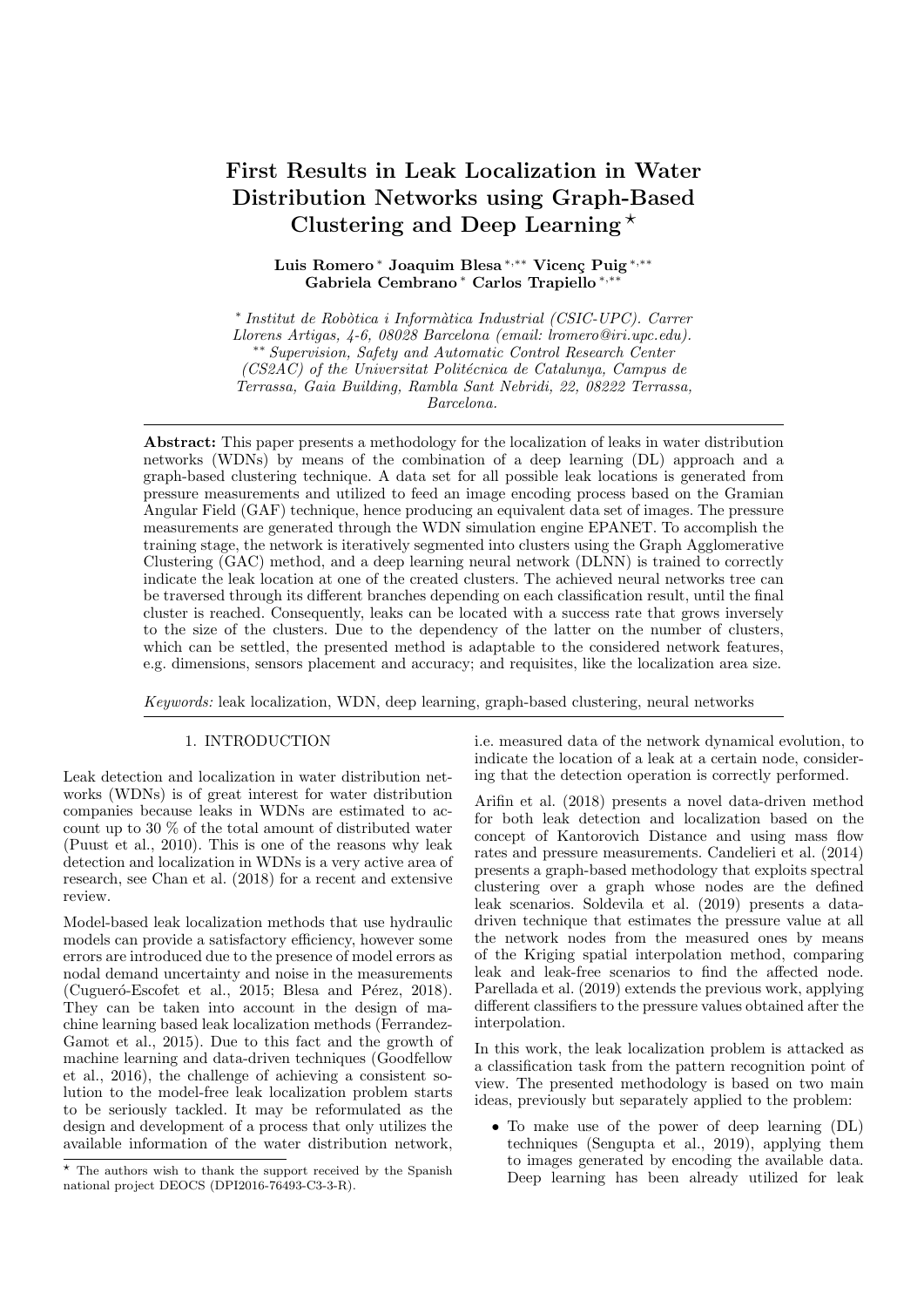# First Results in Leak Localization in Water Distribution Networks using Graph-Based Clustering and Deep Learning ⋆

**Luis Romero** [∗] **Joaquim Blesa** [∗,∗∗] **Vicenç Puig** [∗,∗∗] **Gabriela Cembrano** [∗] **Carlos Trapiello** [∗,∗∗]

[∗] *Institut de Robòtica i Informàtica Industrial (CSIC-UPC). Carrer Llorens Artigas, 4-6, 08028 Barcelona (email: lromero@iri.upc.edu).*
[∗∗] *Supervision, Safety and Automatic Control Research Center (CS2AC) of the Universitat Politécnica de Catalunya, Campus de Terrassa, Gaia Building, Rambla Sant Nebridi, 22, 08222 Terrassa, Barcelona.*

**Abstract:** This paper presents a methodology for the localization of leaks in water distribution networks (WDNs) by means of the combination of a deep learning (DL) approach and a graph-based clustering technique. A data set for all possible leak locations is generated from pressure measurements and utilized to feed an image encoding process based on the Gramian Angular Field (GAF) technique, hence producing an equivalent data set of images. The pressure measurements are generated through the WDN simulation engine EPANET. To accomplish the training stage, the network is iteratively segmented into clusters using the Graph Agglomerative Clustering (GAC) method, and a deep learning neural network (DLNN) is trained to correctly indicate the leak location at one of the created clusters. The achieved neural networks tree can be traversed through its different branches depending on each classification result, until the final cluster is reached. Consequently, leaks can be located with a success rate that grows inversely to the size of the clusters. Due to the dependency of the latter on the number of clusters, which can be settled, the presented method is adaptable to the considered network features, e.g. dimensions, sensors placement and accuracy; and requisites, like the localization area size.

*Keywords:* leak localization, WDN, deep learning, graph-based clustering, neural networks

## 1. INTRODUCTION

Leak detection and localization in water distribution networks (WDNs) is of great interest for water distribution companies because leaks in WDNs are estimated to account up to 30 % of the total amount of distributed water (Puust et al., 2010). This is one of the reasons why leak detection and localization in WDNs is a very active area of research, see Chan et al. (2018) for a recent and extensive review.

Model-based leak localization methods that use hydraulic models can provide a satisfactory efficiency, however some errors are introduced due to the presence of model errors as nodal demand uncertainty and noise in the measurements (Cugueró-Escofet et al., 2015; Blesa and Pérez, 2018). They can be taken into account in the design of machine learning based leak localization methods (Ferrandez-Gamot et al., 2015). Due to this fact and the growth of machine learning and data-driven techniques (Goodfellow et al., 2016), the challenge of achieving a consistent solution to the model-free leak localization problem starts to be seriously tackled. It may be reformulated as the design and development of a process that only utilizes the available information of the water distribution network, i.e. measured data of the network dynamical evolution, to indicate the location of a leak at a certain node, considering that the detection operation is correctly performed.

Arifin et al. (2018) presents a novel data-driven method for both leak detection and localization based on the concept of Kantorovich Distance and using mass flow rates and pressure measurements. Candelieri et al. (2014) presents a graph-based methodology that exploits spectral clustering over a graph whose nodes are the defined leak scenarios. Soldevila et al. (2019) presents a data-driven technique that estimates the pressure value at all the network nodes from the measured ones by means of the Kriging spatial interpolation method, comparing leak and leak-free scenarios to find the affected node. Parellada et al. (2019) extends the previous work, applying different classifiers to the pressure values obtained after the interpolation.

In this work, the leak localization problem is attacked as a classification task from the pattern recognition point of view. The presented methodology is based on two main ideas, previously but separately applied to the problem:

- To make use of the power of deep learning (DL) techniques (Sengupta et al., 2019), applying them to images generated by encoding the available data. Deep learning has been already utilized for leak

⋆ The authors wish to thank the support received by the Spanish national project DEOCS (DPI2016-76493-C3-3-R).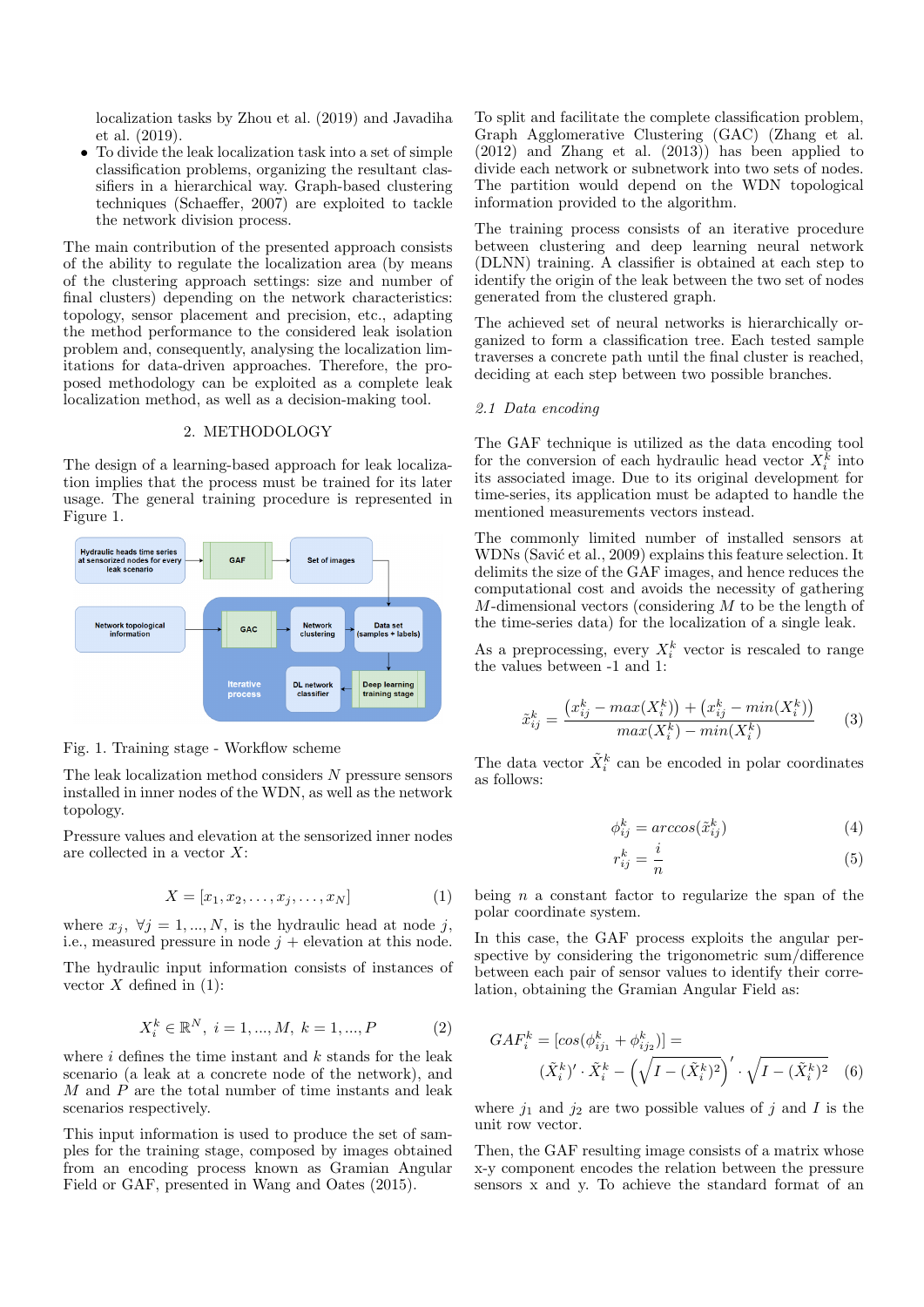localization tasks by Zhou et al. (2019) and Javadiha et al. (2019).

- To divide the leak localization task into a set of simple classification problems, organizing the resultant classifiers in a hierarchical way. Graph-based clustering techniques (Schaeffer, 2007) are exploited to tackle the network division process.

The main contribution of the presented approach consists of the ability to regulate the localization area (by means of the clustering approach settings: size and number of final clusters) depending on the network characteristics: topology, sensor placement and precision, etc., adapting the method performance to the considered leak isolation problem and, consequently, analysing the localization limitations for data-driven approaches. Therefore, the proposed methodology can be exploited as a complete leak localization method, as well as a decision-making tool.

## 2. METHODOLOGY

The design of a learning-based approach for leak localization implies that the process must be trained for its later usage. The general training procedure is represented in Figure 1.

Fig. 1. Training stage - Workflow scheme

The leak localization method considers $N$ pressure sensors installed in inner nodes of the WDN, as well as the network topology.

Pressure values and elevation at the sensorized inner nodes are collected in a vector $X$:

$$X = [x_1, x_2, \ldots, x_j, \ldots, x_N] \tag{1}$$

where $x_j$, $\forall j = 1, ..., N$, is the hydraulic head at node $j$, i.e., measured pressure in node $j$ + elevation at this node.

The hydraulic input information consists of instances of vector $X$ defined in (1):

$$X_i^k \in \mathbb{R}^N,\ i = 1, ..., M,\ k = 1, ..., P \tag{2}$$

where $i$ defines the time instant and $k$ stands for the leak scenario (a leak at a concrete node of the network), and $M$ and $P$ are the total number of time instants and leak scenarios respectively.

This input information is used to produce the set of samples for the training stage, composed by images obtained from an encoding process known as Gramian Angular Field or GAF, presented in Wang and Oates (2015).

To split and facilitate the complete classification problem, Graph Agglomerative Clustering (GAC) (Zhang et al. (2012) and Zhang et al. (2013)) has been applied to divide each network or subnetwork into two sets of nodes. The partition would depend on the WDN topological information provided to the algorithm.

The training process consists of an iterative procedure between clustering and deep learning neural network (DLNN) training. A classifier is obtained at each step to identify the origin of the leak between the two set of nodes generated from the clustered graph.

The achieved set of neural networks is hierarchically organized to form a classification tree. Each tested sample traverses a concrete path until the final cluster is reached, deciding at each step between two possible branches.

### *2.1 Data encoding*

The GAF technique is utilized as the data encoding tool for the conversion of each hydraulic head vector $X_i^k$ into its associated image. Due to its original development for time-series, its application must be adapted to handle the mentioned measurements vectors instead.

The commonly limited number of installed sensors at WDNs (Savić et al., 2009) explains this feature selection. It delimits the size of the GAF images, and hence reduces the computational cost and avoids the necessity of gathering $M$-dimensional vectors (considering $M$ to be the length of the time-series data) for the localization of a single leak.

As a preprocessing, every $X_i^k$ vector is rescaled to range the values between -1 and 1:

$$\tilde{x}_{ij}^k = \frac{(x_{ij}^k - max(X_i^k)) + (x_{ij}^k - min(X_i^k))}{max(X_i^k) - min(X_i^k)} \tag{3}$$

The data vector $\tilde{X}_i^k$ can be encoded in polar coordinates as follows:

$$\phi_{ij}^k = arccos(\tilde{x}_{ij}^k) \tag{4}$$

$$r_{ij}^k = \frac{i}{n} \tag{5}$$

being $n$ a constant factor to regularize the span of the polar coordinate system.

In this case, the GAF process exploits the angular perspective by considering the trigonometric sum/difference between each pair of sensor values to identify their correlation, obtaining the Gramian Angular Field as:

$$GAF_i^k = [cos(\phi_{ij_1}^k + \phi_{ij_2}^k)] = (\tilde{X}_i^k)' \cdot \tilde{X}_i^k - \left(\sqrt{I - (\tilde{X}_i^k)^2}\right)' \cdot \sqrt{I - (\tilde{X}_i^k)^2} \tag{6}$$

where $j_1$ and $j_2$ are two possible values of $j$ and $I$ is the unit row vector.

Then, the GAF resulting image consists of a matrix whose x-y component encodes the relation between the pressure sensors x and y. To achieve the standard format of an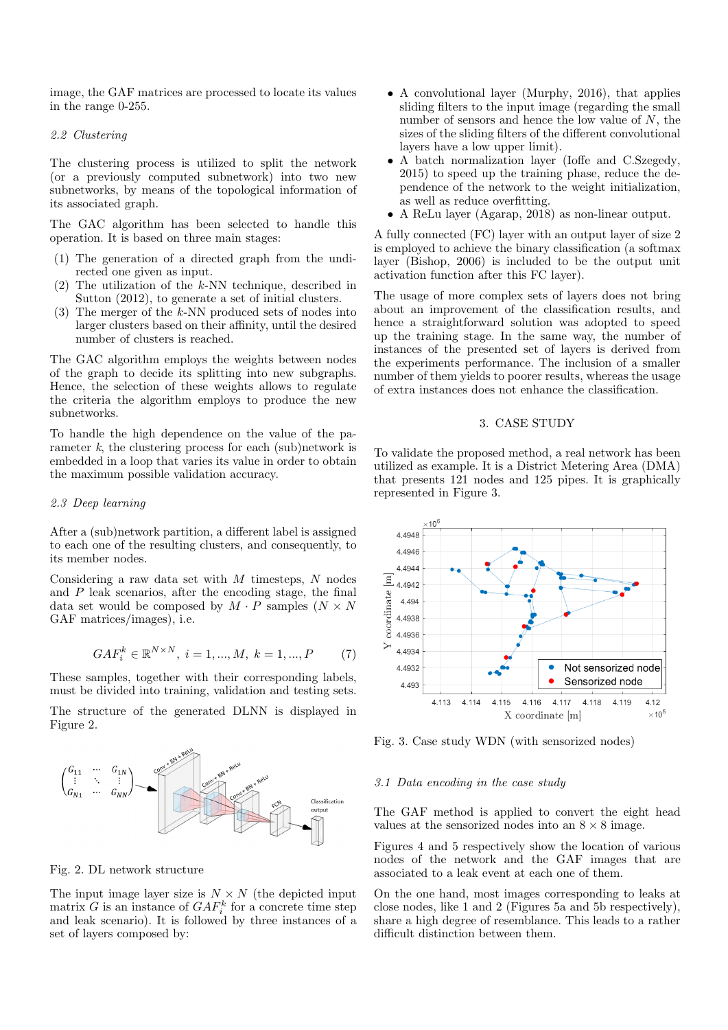image, the GAF matrices are processed to locate its values in the range 0-255.

### 2.2 Clustering

The clustering process is utilized to split the network (or a previously computed subnetwork) into two new subnetworks, by means of the topological information of its associated graph.

The GAC algorithm has been selected to handle this operation. It is based on three main stages:

1. The generation of a directed graph from the undirected one given as input.
2. The utilization of the $k$-NN technique, described in Sutton (2012), to generate a set of initial clusters.
3. The merger of the $k$-NN produced sets of nodes into larger clusters based on their affinity, until the desired number of clusters is reached.

The GAC algorithm employs the weights between nodes of the graph to decide its splitting into new subgraphs. Hence, the selection of these weights allows to regulate the criteria the algorithm employs to produce the new subnetworks.

To handle the high dependence on the value of the parameter $k$, the clustering process for each (sub)network is embedded in a loop that varies its value in order to obtain the maximum possible validation accuracy.

### 2.3 Deep learning

After a (sub)network partition, a different label is assigned to each one of the resulting clusters, and consequently, to its member nodes.

Considering a raw data set with $M$ timesteps, $N$ nodes and $P$ leak scenarios, after the encoding stage, the final data set would be composed by $M \cdot P$ samples ($N \times N$ GAF matrices/images), i.e.

$$GAF_i^k \in \mathbb{R}^{N \times N},\ i = 1, ..., M,\ k = 1, ..., P \tag{7}$$

These samples, together with their corresponding labels, must be divided into training, validation and testing sets.

The structure of the generated DLNN is displayed in Figure 2.

Fig. 2. DL network structure

The input image layer size is $N \times N$ (the depicted input matrix $G$ is an instance of $GAF_i^k$ for a concrete time step and leak scenario). It is followed by three instances of a set of layers composed by:

- A convolutional layer (Murphy, 2016), that applies sliding filters to the input image (regarding the small number of sensors and hence the low value of $N$, the sizes of the sliding filters of the different convolutional layers have a low upper limit).
- A batch normalization layer (Ioffe and C.Szegedy, 2015) to speed up the training phase, reduce the dependence of the network to the weight initialization, as well as reduce overfitting.
- A ReLu layer (Agarap, 2018) as non-linear output.

A fully connected (FC) layer with an output layer of size 2 is employed to achieve the binary classification (a softmax layer (Bishop, 2006) is included to be the output unit activation function after this FC layer).

The usage of more complex sets of layers does not bring about an improvement of the classification results, and hence a straightforward solution was adopted to speed up the training stage. In the same way, the number of instances of the presented set of layers is derived from the experiments performance. The inclusion of a smaller number of them yields to poorer results, whereas the usage of extra instances does not enhance the classification.

## 3. CASE STUDY

To validate the proposed method, a real network has been utilized as example. It is a District Metering Area (DMA) that presents 121 nodes and 125 pipes. It is graphically represented in Figure 3.

Fig. 3. Case study WDN (with sensorized nodes)

### 3.1 Data encoding in the case study

The GAF method is applied to convert the eight head values at the sensorized nodes into an $8 \times 8$ image.

Figures 4 and 5 respectively show the location of various nodes of the network and the GAF images that are associated to a leak event at each one of them.

On the one hand, most images corresponding to leaks at close nodes, like 1 and 2 (Figures 5a and 5b respectively), share a high degree of resemblance. This leads to a rather difficult distinction between them.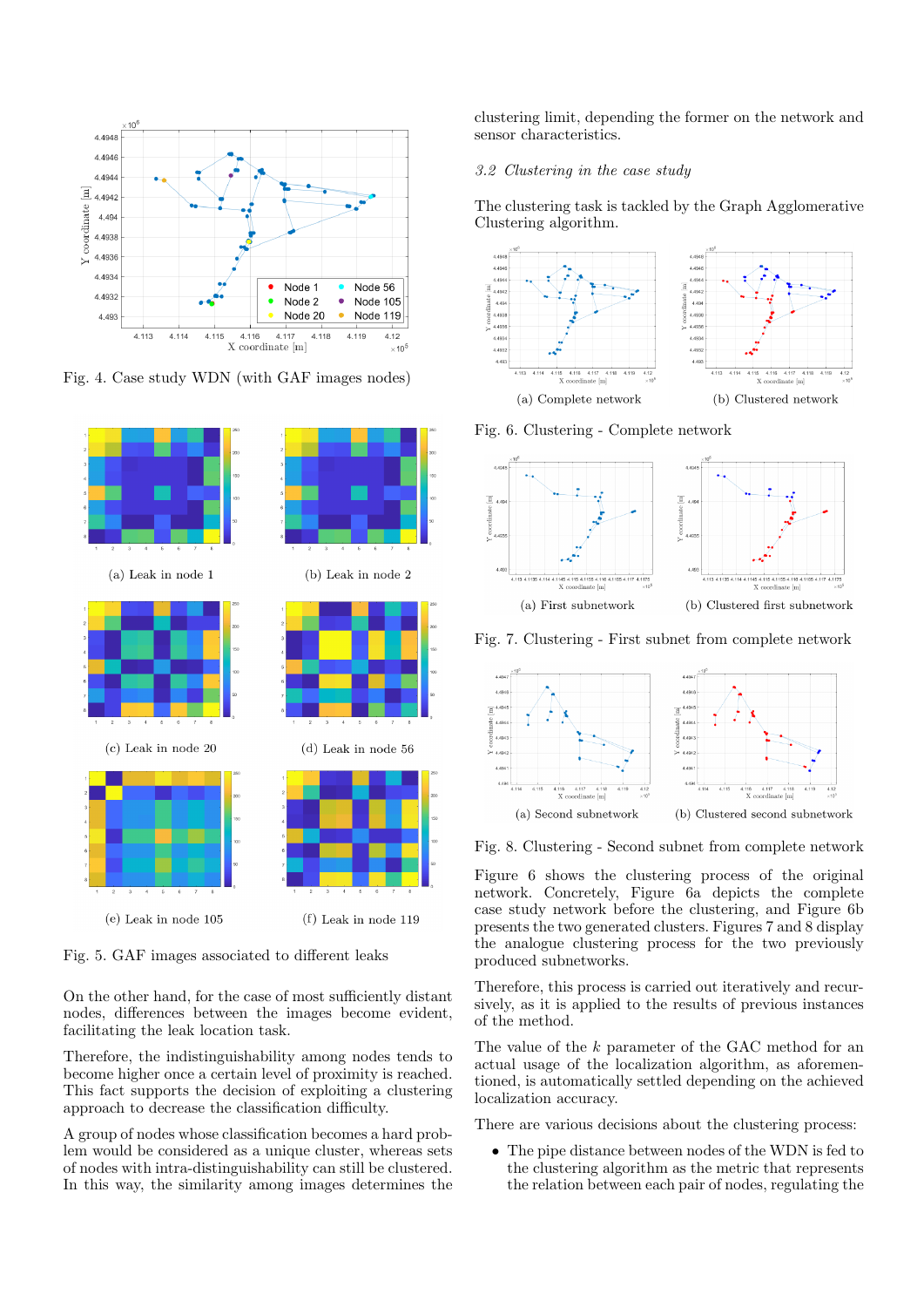Fig. 4. Case study WDN (with GAF images nodes)

(a) Leak in node 1

(b) Leak in node 2

(c) Leak in node 20

(d) Leak in node 56

(e) Leak in node 105

(f) Leak in node 119

Fig. 5. GAF images associated to different leaks

On the other hand, for the case of most sufficiently distant nodes, differences between the images become evident, facilitating the leak location task.

Therefore, the indistinguishability among nodes tends to become higher once a certain level of proximity is reached. This fact supports the decision of exploiting a clustering approach to decrease the classification difficulty.

A group of nodes whose classification becomes a hard problem would be considered as a unique cluster, whereas sets of nodes with intra-distinguishability can still be clustered. In this way, the similarity among images determines the clustering limit, depending the former on the network and sensor characteristics.

### *3.2 Clustering in the case study*

The clustering task is tackled by the Graph Agglomerative Clustering algorithm.

(a) Complete network

(b) Clustered network

Fig. 6. Clustering - Complete network

(a) First subnetwork

(b) Clustered first subnetwork

Fig. 7. Clustering - First subnet from complete network

(a) Second subnetwork

(b) Clustered second subnetwork

Fig. 8. Clustering - Second subnet from complete network

Figure 6 shows the clustering process of the original network. Concretely, Figure 6a depicts the complete case study network before the clustering, and Figure 6b presents the two generated clusters. Figures 7 and 8 display the analogue clustering process for the two previously produced subnetworks.

Therefore, this process is carried out iteratively and recursively, as it is applied to the results of previous instances of the method.

The value of the $k$ parameter of the GAC method for an actual usage of the localization algorithm, as aforementioned, is automatically settled depending on the achieved localization accuracy.

There are various decisions about the clustering process:

- The pipe distance between nodes of the WDN is fed to the clustering algorithm as the metric that represents the relation between each pair of nodes, regulating the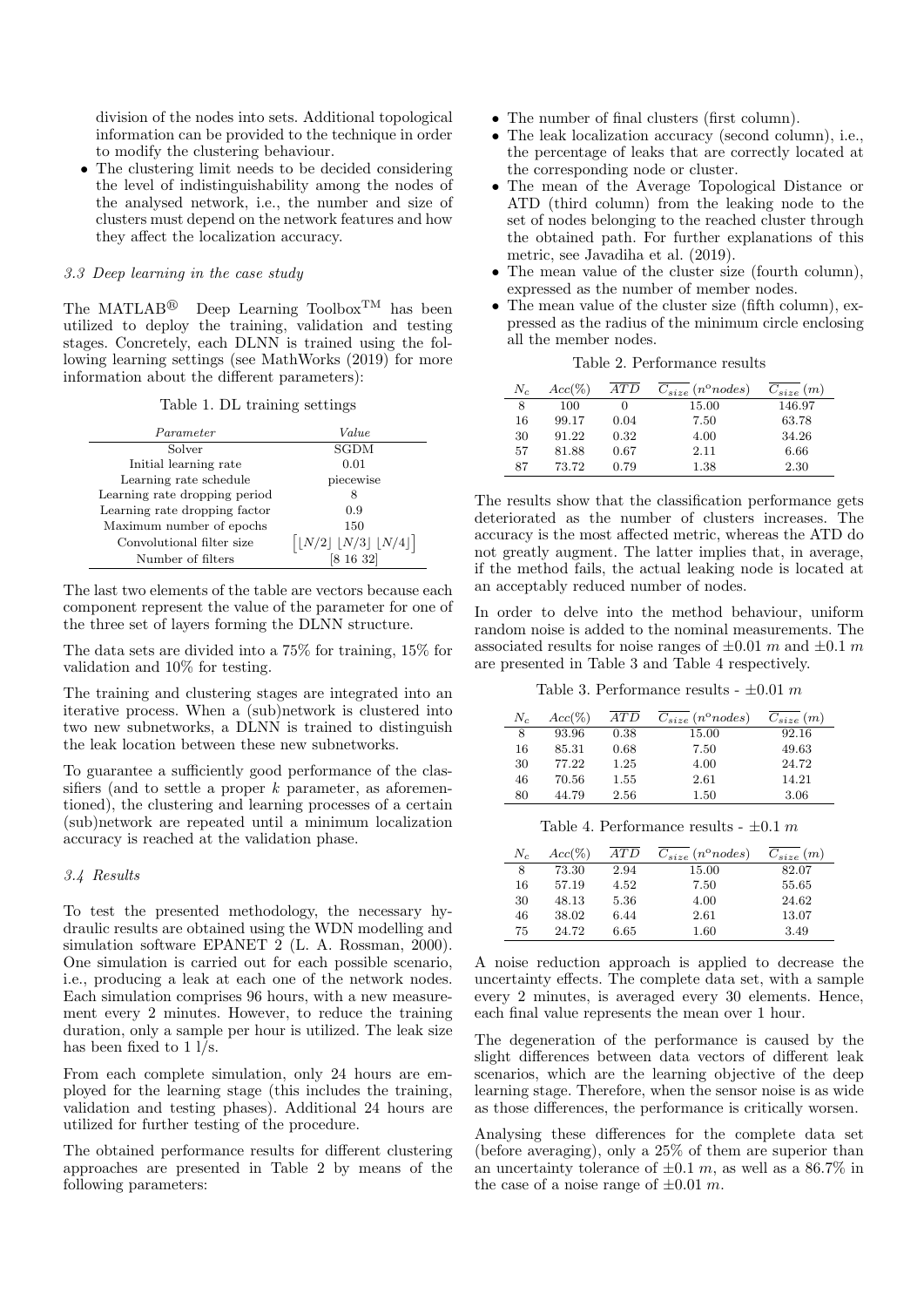division of the nodes into sets. Additional topological information can be provided to the technique in order to modify the clustering behaviour.

- The clustering limit needs to be decided considering the level of indistinguishability among the nodes of the analysed network, i.e., the number and size of clusters must depend on the network features and how they affect the localization accuracy.

### 3.3 Deep learning in the case study

The MATLAB® Deep Learning Toolbox™ has been utilized to deploy the training, validation and testing stages. Concretely, each DLNN is trained using the following learning settings (see MathWorks (2019) for more information about the different parameters):

Table 1. DL training settings

| *Parameter* | *Value* |
|---|---|
| Solver | SGDM |
| Initial learning rate | 0.01 |
| Learning rate schedule | piecewise |
| Learning rate dropping period | 8 |
| Learning rate dropping factor | 0.9 |
| Maximum number of epochs | 150 |
| Convolutional filter size | $\left[\lfloor N/2 \rfloor \; \lfloor N/3 \rfloor \; \lfloor N/4 \rfloor\right]$ |
| Number of filters | [8 16 32] |

The last two elements of the table are vectors because each component represent the value of the parameter for one of the three set of layers forming the DLNN structure.

The data sets are divided into a 75% for training, 15% for validation and 10% for testing.

The training and clustering stages are integrated into an iterative process. When a (sub)network is clustered into two new subnetworks, a DLNN is trained to distinguish the leak location between these new subnetworks.

To guarantee a sufficiently good performance of the classifiers (and to settle a proper $k$ parameter, as aforementioned), the clustering and learning processes of a certain (sub)network are repeated until a minimum localization accuracy is reached at the validation phase.

### 3.4 Results

To test the presented methodology, the necessary hydraulic results are obtained using the WDN modelling and simulation software EPANET 2 (L. A. Rossman, 2000). One simulation is carried out for each possible scenario, i.e., producing a leak at each one of the network nodes. Each simulation comprises 96 hours, with a new measurement every 2 minutes. However, to reduce the training duration, only a sample per hour is utilized. The leak size has been fixed to 1 l/s.

From each complete simulation, only 24 hours are employed for the learning stage (this includes the training, validation and testing phases). Additional 24 hours are utilized for further testing of the procedure.

The obtained performance results for different clustering approaches are presented in Table 2 by means of the following parameters:

- The number of final clusters (first column).
- The leak localization accuracy (second column), i.e., the percentage of leaks that are correctly located at the corresponding node or cluster.
- The mean of the Average Topological Distance or ATD (third column) from the leaking node to the set of nodes belonging to the reached cluster through the obtained path. For further explanations of this metric, see Javadiha et al. (2019).
- The mean value of the cluster size (fourth column), expressed as the number of member nodes.
- The mean value of the cluster size (fifth column), expressed as the radius of the minimum circle enclosing all the member nodes.

Table 2. Performance results

| $N_c$ | $Acc(\%)$ | $\overline{ATD}$ | $\overline{C_{size}}\,(n^o nodes)$ | $\overline{C_{size}}\,(m)$ |
|---|---|---|---|---|
| 8 | 100 | 0 | 15.00 | 146.97 |
| 16 | 99.17 | 0.04 | 7.50 | 63.78 |
| 30 | 91.22 | 0.32 | 4.00 | 34.26 |
| 57 | 81.88 | 0.67 | 2.11 | 6.66 |
| 87 | 73.72 | 0.79 | 1.38 | 2.30 |

The results show that the classification performance gets deteriorated as the number of clusters increases. The accuracy is the most affected metric, whereas the ATD do not greatly augment. The latter implies that, in average, if the method fails, the actual leaking node is located at an acceptably reduced number of nodes.

In order to delve into the method behaviour, uniform random noise is added to the nominal measurements. The associated results for noise ranges of $\pm 0.01\ m$ and $\pm 0.1\ m$ are presented in Table 3 and Table 4 respectively.

Table 3. Performance results - $\pm 0.01\ m$

| $N_c$ | $Acc(\%)$ | $\overline{ATD}$ | $\overline{C_{size}}\,(n^o nodes)$ | $\overline{C_{size}}\,(m)$ |
|---|---|---|---|---|
| 8 | 93.96 | 0.38 | 15.00 | 92.16 |
| 16 | 85.31 | 0.68 | 7.50 | 49.63 |
| 30 | 77.22 | 1.25 | 4.00 | 24.72 |
| 46 | 70.56 | 1.55 | 2.61 | 14.21 |
| 80 | 44.79 | 2.56 | 1.50 | 3.06 |

Table 4. Performance results - $\pm 0.1\ m$

| $N_c$ | $Acc(\%)$ | $\overline{ATD}$ | $\overline{C_{size}}\,(n^o nodes)$ | $\overline{C_{size}}\,(m)$ |
|---|---|---|---|---|
| 8 | 73.30 | 2.94 | 15.00 | 82.07 |
| 16 | 57.19 | 4.52 | 7.50 | 55.65 |
| 30 | 48.13 | 5.36 | 4.00 | 24.62 |
| 46 | 38.02 | 6.44 | 2.61 | 13.07 |
| 75 | 24.72 | 6.65 | 1.60 | 3.49 |

A noise reduction approach is applied to decrease the uncertainty effects. The complete data set, with a sample every 2 minutes, is averaged every 30 elements. Hence, each final value represents the mean over 1 hour.

The degeneration of the performance is caused by the slight differences between data vectors of different leak scenarios, which are the learning objective of the deep learning stage. Therefore, when the sensor noise is as wide as those differences, the performance is critically worsen.

Analysing these differences for the complete data set (before averaging), only a 25% of them are superior than an uncertainty tolerance of $\pm 0.1\ m$, as well as a 86.7% in the case of a noise range of $\pm 0.01\ m$.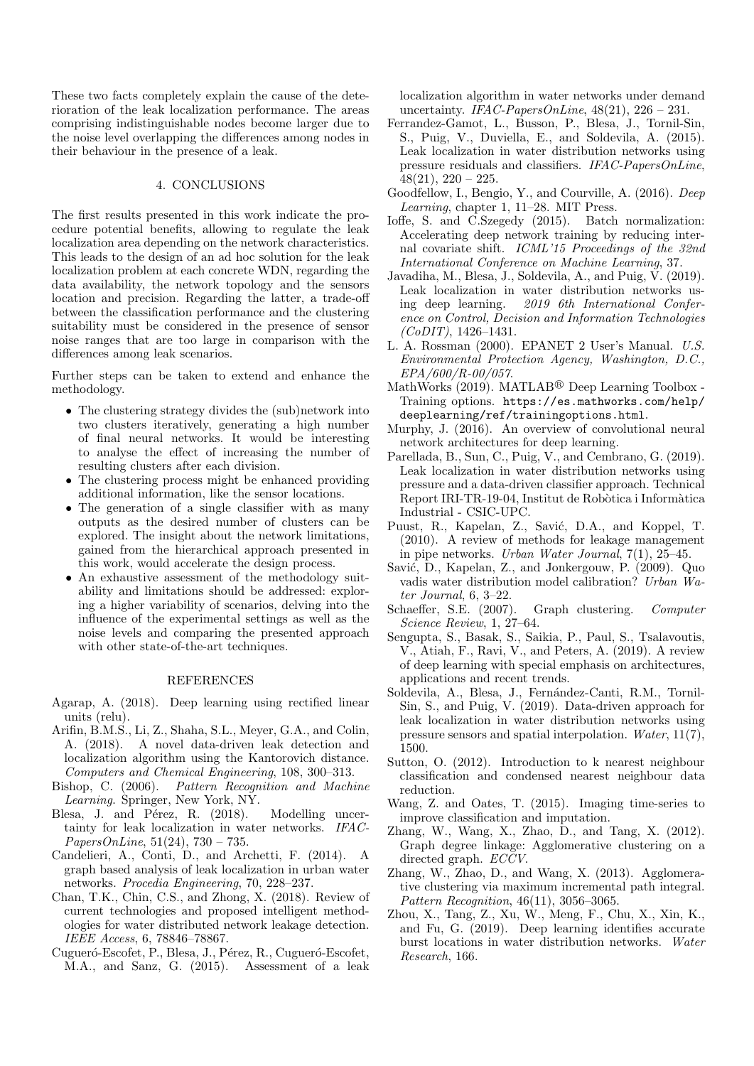These two facts completely explain the cause of the deterioration of the leak localization performance. The areas comprising indistinguishable nodes become larger due to the noise level overlapping the differences among nodes in their behaviour in the presence of a leak.

## 4. CONCLUSIONS

The first results presented in this work indicate the procedure potential benefits, allowing to regulate the leak localization area depending on the network characteristics. This leads to the design of an ad hoc solution for the leak localization problem at each concrete WDN, regarding the data availability, the network topology and the sensors location and precision. Regarding the latter, a trade-off between the classification performance and the clustering suitability must be considered in the presence of sensor noise ranges that are too large in comparison with the differences among leak scenarios.

Further steps can be taken to extend and enhance the methodology.

- The clustering strategy divides the (sub)network into two clusters iteratively, generating a high number of final neural networks. It would be interesting to analyse the effect of increasing the number of resulting clusters after each division.
- The clustering process might be enhanced providing additional information, like the sensor locations.
- The generation of a single classifier with as many outputs as the desired number of clusters can be explored. The insight about the network limitations, gained from the hierarchical approach presented in this work, would accelerate the design process.
- An exhaustive assessment of the methodology suitability and limitations should be addressed: exploring a higher variability of scenarios, delving into the influence of the experimental settings as well as the noise levels and comparing the presented approach with other state-of-the-art techniques.

## REFERENCES

Agarap, A. (2018). Deep learning using rectified linear units (relu).

Arifin, B.M.S., Li, Z., Shaha, S.L., Meyer, G.A., and Colin, A. (2018). A novel data-driven leak detection and localization algorithm using the Kantorovich distance. *Computers and Chemical Engineering*, 108, 300–313.

Bishop, C. (2006). *Pattern Recognition and Machine Learning*. Springer, New York, NY.

Blesa, J. and Pérez, R. (2018). Modelling uncertainty for leak localization in water networks. *IFAC-PapersOnLine*, 51(24), 730 – 735.

Candelieri, A., Conti, D., and Archetti, F. (2014). A graph based analysis of leak localization in urban water networks. *Procedia Engineering*, 70, 228–237.

Chan, T.K., Chin, C.S., and Zhong, X. (2018). Review of current technologies and proposed intelligent methodologies for water distributed network leakage detection. *IEEE Access*, 6, 78846–78867.

Cugueró-Escofet, P., Blesa, J., Pérez, R., Cugueró-Escofet, M.A., and Sanz, G. (2015). Assessment of a leak localization algorithm in water networks under demand uncertainty. *IFAC-PapersOnLine*, 48(21), 226 – 231.

Ferrandez-Gamot, L., Busson, P., Blesa, J., Tornil-Sin, S., Puig, V., Duviella, E., and Soldevila, A. (2015). Leak localization in water distribution networks using pressure residuals and classifiers. *IFAC-PapersOnLine*, 48(21), 220 – 225.

Goodfellow, I., Bengio, Y., and Courville, A. (2016). *Deep Learning*, chapter 1, 11–28. MIT Press.

Ioffe, S. and C.Szegedy (2015). Batch normalization: Accelerating deep network training by reducing internal covariate shift. *ICML'15 Proceedings of the 32nd International Conference on Machine Learning*, 37.

Javadiha, M., Blesa, J., Soldevila, A., and Puig, V. (2019). Leak localization in water distribution networks using deep learning. *2019 6th International Conference on Control, Decision and Information Technologies (CoDIT)*, 1426–1431.

L. A. Rossman (2000). EPANET 2 User's Manual. *U.S. Environmental Protection Agency, Washington, D.C., EPA/600/R-00/057*.

MathWorks (2019). MATLAB® Deep Learning Toolbox - Training options. https://es.mathworks.com/help/deeplearning/ref/trainingoptions.html.

Murphy, J. (2016). An overview of convolutional neural network architectures for deep learning.

Parellada, B., Sun, C., Puig, V., and Cembrano, G. (2019). Leak localization in water distribution networks using pressure and a data-driven classifier approach. Technical Report IRI-TR-19-04, Institut de Robòtica i Informàtica Industrial - CSIC-UPC.

Puust, R., Kapelan, Z., Savić, D.A., and Koppel, T. (2010). A review of methods for leakage management in pipe networks. *Urban Water Journal*, 7(1), 25–45.

Savić, D., Kapelan, Z., and Jonkergouw, P. (2009). Quo vadis water distribution model calibration? *Urban Water Journal*, 6, 3–22.

Schaeffer, S.E. (2007). Graph clustering. *Computer Science Review*, 1, 27–64.

Sengupta, S., Basak, S., Saikia, P., Paul, S., Tsalavoutis, V., Atiah, F., Ravi, V., and Peters, A. (2019). A review of deep learning with special emphasis on architectures, applications and recent trends.

Soldevila, A., Blesa, J., Fernández-Canti, R.M., Tornil-Sin, S., and Puig, V. (2019). Data-driven approach for leak localization in water distribution networks using pressure sensors and spatial interpolation. *Water*, 11(7), 1500.

Sutton, O. (2012). Introduction to k nearest neighbour classification and condensed nearest neighbour data reduction.

Wang, Z. and Oates, T. (2015). Imaging time-series to improve classification and imputation.

Zhang, W., Wang, X., Zhao, D., and Tang, X. (2012). Graph degree linkage: Agglomerative clustering on a directed graph. *ECCV*.

Zhang, W., Zhao, D., and Wang, X. (2013). Agglomerative clustering via maximum incremental path integral. *Pattern Recognition*, 46(11), 3056–3065.

Zhou, X., Tang, Z., Xu, W., Meng, F., Chu, X., Xin, K., and Fu, G. (2019). Deep learning identifies accurate burst locations in water distribution networks. *Water Research*, 166.